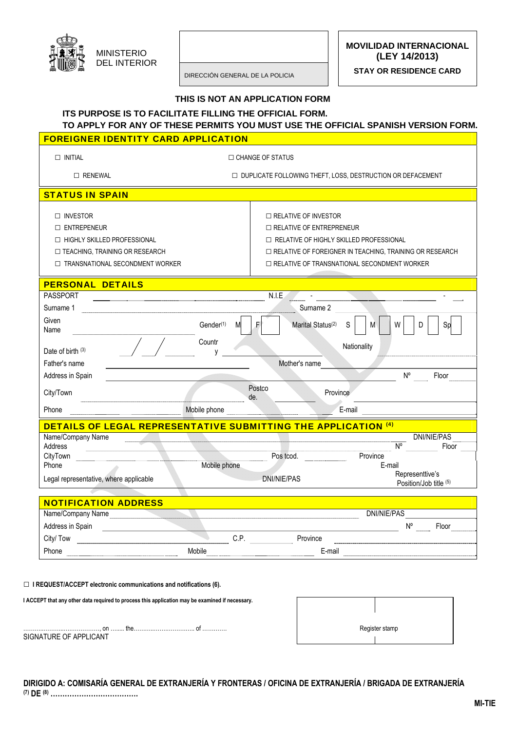MINISTERIO DEL INTERIOR

DIRECCIÓN GENERAL DE LA POLICIA

**MOVILIDAD INTERNACIONAL (LEY 14/2013)**

**STAY OR RESIDENCE CARD**

**THIS IS NOT AN APPLICATION FORM**

**ITS PURPOSE IS TO FACILITATE FILLING THE OFFICIAL FORM.**
**TO APPLY FOR ANY OF THESE PERMITS YOU MUST USE THE OFFICIAL SPANISH VERSION FORM.**

## FOREIGNER IDENTITY CARD APPLICATION

☐ INITIAL ☐ CHANGE OF STATUS

☐ RENEWAL ☐ DUPLICATE FOLLOWING THEFT, LOSS, DESTRUCTION OR DEFACEMENT

## STATUS IN SPAIN

| | |
|---|---|
| ☐ INVESTOR | ☐ RELATIVE OF INVESTOR |
| ☐ ENTREPENEUR | ☐ RELATIVE OF ENTREPRENEUR |
| ☐ HIGHLY SKILLED PROFESSIONAL | ☐ RELATIVE OF HIGHLY SKILLED PROFESSIONAL |
| ☐ TEACHING, TRAINING OR RESEARCH | ☐ RELATIVE OF FOREIGNER IN TEACHING, TRAINING OR RESEARCH |
| ☐ TRANSNATIONAL SECONDMENT WORKER | ☐ RELATIVE OF TRANSNATIONAL SECONDMENT WORKER |

## PERSONAL DETAILS

PASSPORT ______ N.I.E ___ - ______ - ___

Surname 1 ______ Surname 2 ______

Given Name ______ Gender[1] M ☐ F ☐ Marital Status[2] S ☐ M ☐ W ☐ D ☐ Sp ☐

Date of birth [3] ___/___/___ Country ______ Nationality ______

Father's name ______ Mother's name ______

Address in Spain ______ Nº ___ Floor ___

City/Town ______ Postcode ______ Province ______

Phone ______ Mobile phone ______ E-mail ______

## DETAILS OF LEGAL REPRESENTATIVE SUBMITTING THE APPLICATION [4]

Name/Company Name ______ DNI/NIE/PAS ______

Address ______ Nº ___ Floor ___

CityTown ______ Pos tcod. ______ Province ______

Phone ______ Mobile phone ______ E-mail ______

Legal representative, where applicable ______ DNI/NIE/PAS ______ Representtive's Position/Job title [5] ______

## NOTIFICATION ADDRESS

Name/Company Name ______ DNI/NIE/PAS ______

Address in Spain ______ Nº ___ Floor ___

City/ Tow ______ C.P. ______ Province ______

Phone ______ Mobile ______ E-mail ______

☐ **I REQUEST/ACCEPT electronic communications and notifications (6).**

**I ACCEPT that any other data required to process this application may be examined if necessary.**

……………………………………, on …….. the…………………………… of …………

SIGNATURE OF APPLICANT

Register stamp

**DIRIGIDO A: COMISARÍA GENERAL DE EXTRANJERÍA Y FRONTERAS / OFICINA DE EXTRANJERÍA / BRIGADA DE EXTRANJERÍA [7] DE [8] ………………………………**

**MI-TIE**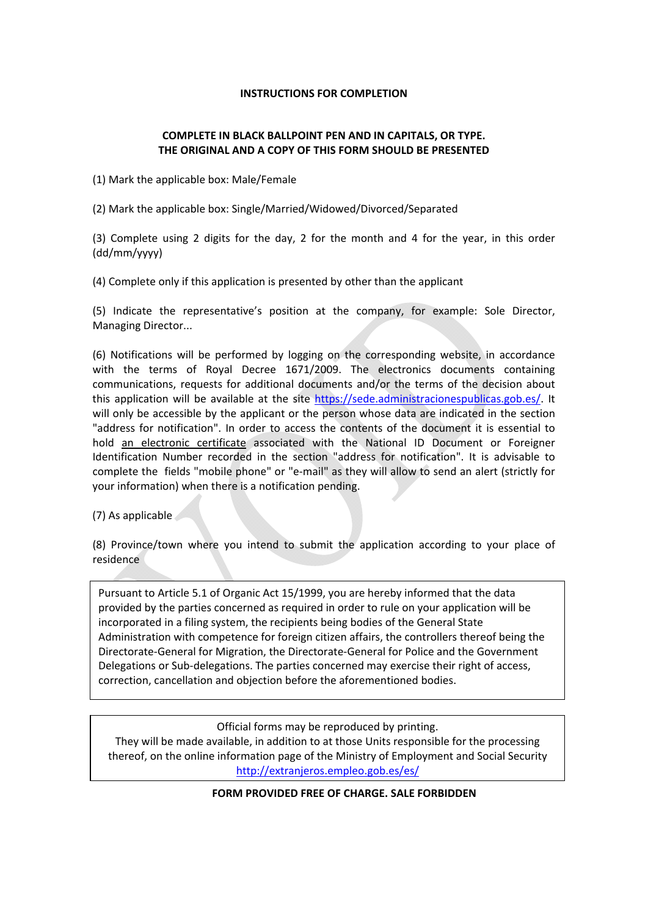## INSTRUCTIONS FOR COMPLETION

**COMPLETE IN BLACK BALLPOINT PEN AND IN CAPITALS, OR TYPE.**
**THE ORIGINAL AND A COPY OF THIS FORM SHOULD BE PRESENTED**

(1) Mark the applicable box: Male/Female

(2) Mark the applicable box: Single/Married/Widowed/Divorced/Separated

(3) Complete using 2 digits for the day, 2 for the month and 4 for the year, in this order (dd/mm/yyyy)

(4) Complete only if this application is presented by other than the applicant

(5) Indicate the representative's position at the company, for example: Sole Director, Managing Director...

(6) Notifications will be performed by logging on the corresponding website, in accordance with the terms of Royal Decree 1671/2009. The electronics documents containing communications, requests for additional documents and/or the terms of the decision about this application will be available at the site https://sede.administracionespublicas.gob.es/. It will only be accessible by the applicant or the person whose data are indicated in the section "address for notification". In order to access the contents of the document it is essential to hold an electronic certificate associated with the National ID Document or Foreigner Identification Number recorded in the section "address for notification". It is advisable to complete the fields "mobile phone" or "e-mail" as they will allow to send an alert (strictly for your information) when there is a notification pending.

(7) As applicable

(8) Province/town where you intend to submit the application according to your place of residence

Pursuant to Article 5.1 of Organic Act 15/1999, you are hereby informed that the data provided by the parties concerned as required in order to rule on your application will be incorporated in a filing system, the recipients being bodies of the General State Administration with competence for foreign citizen affairs, the controllers thereof being the Directorate-General for Migration, the Directorate-General for Police and the Government Delegations or Sub-delegations. The parties concerned may exercise their right of access, correction, cancellation and objection before the aforementioned bodies.

Official forms may be reproduced by printing.
They will be made available, in addition to at those Units responsible for the processing thereof, on the online information page of the Ministry of Employment and Social Security http://extranjeros.empleo.gob.es/es/

**FORM PROVIDED FREE OF CHARGE. SALE FORBIDDEN**